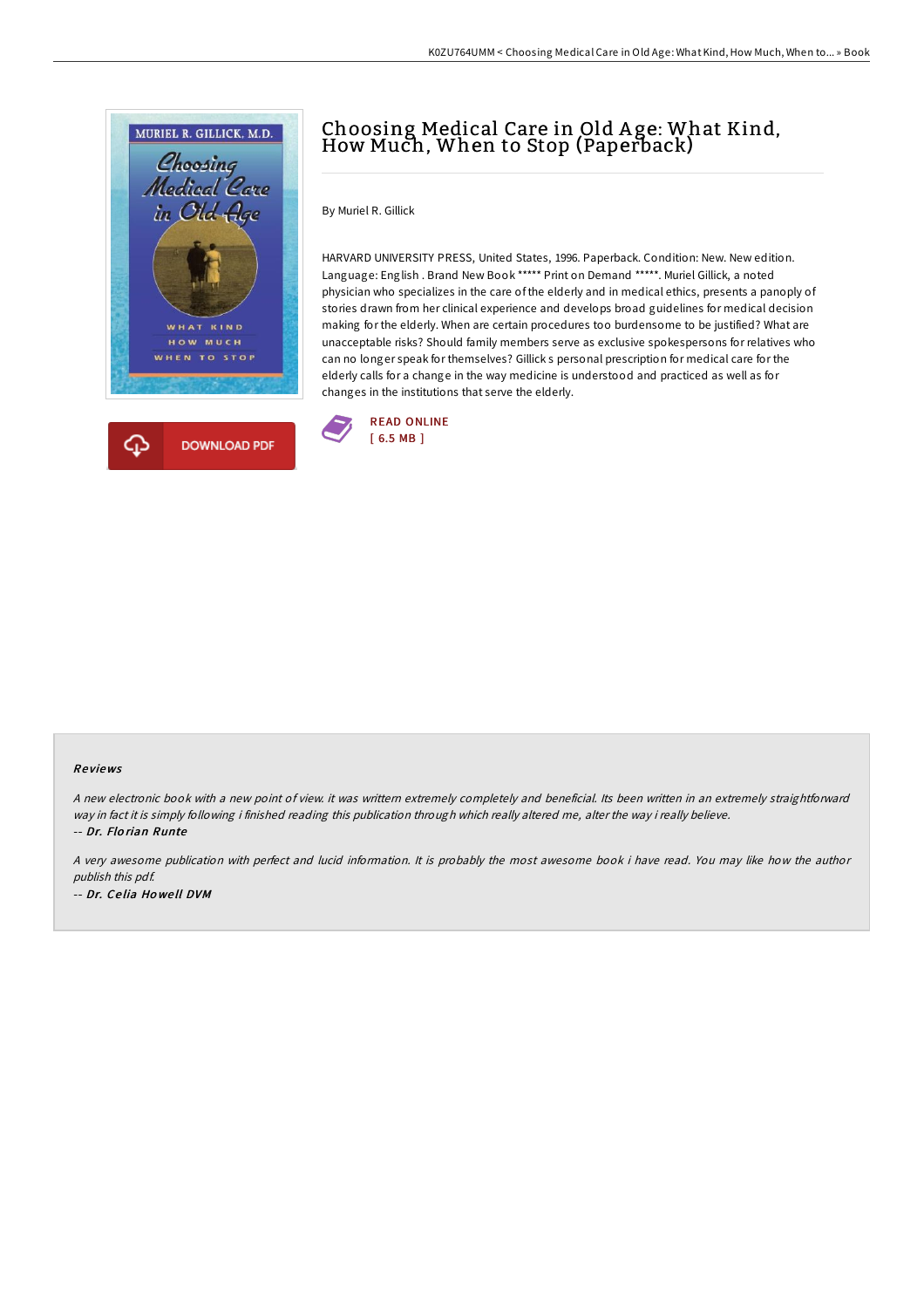# Choosing Medical Care in Old Age: What Kind, How Much, When to Stop (Paperback)

By Muriel R. Gillick

HARVARD UNIVERSITY PRESS, United States, 1996. Paperback. Condition: New. New edition. Language: English . Brand New Book ***** Print on Demand *****. Muriel Gillick, a noted physician who specializes in the care of the elderly and in medical ethics, presents a panoply of stories drawn from her clinical experience and develops broad guidelines for medical decision making for the elderly. When are certain procedures too burdensome to be justified? What are unacceptable risks? Should family members serve as exclusive spokespersons for relatives who can no longer speak for themselves? Gillick s personal prescription for medical care for the elderly calls for a change in the way medicine is understood and practiced as well as for changes in the institutions that serve the elderly.

DOWNLOAD PDF

READ ONLINE
[ 6.5 MB ]

### Reviews

*A new electronic book with a new point of view. it was writtern extremely completely and beneficial. Its been written in an extremely straightforward way in fact it is simply following i finished reading this publication through which really altered me, alter the way i really believe.*

-- ***Dr. Florian Runte***

*A very awesome publication with perfect and lucid information. It is probably the most awesome book i have read. You may like how the author publish this pdf.*

-- ***Dr. Celia Howell DVM***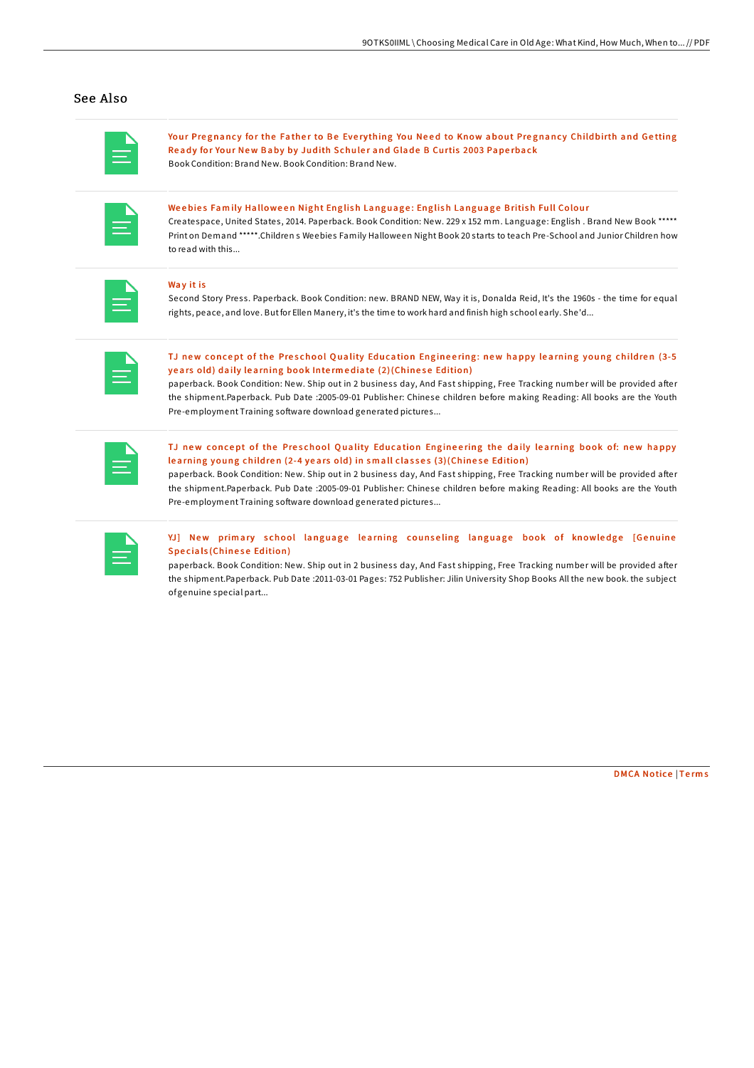## See Also

**Your Pregnancy for the Father to Be Everything You Need to Know about Pregnancy Childbirth and Getting Ready for Your New Baby by Judith Schuler and Glade B Curtis 2003 Paperback**

Book Condition: Brand New. Book Condition: Brand New.

**Weebies Family Halloween Night English Language: English Language British Full Colour**

Createspace, United States, 2014. Paperback. Book Condition: New. 229 x 152 mm. Language: English . Brand New Book ***** Print on Demand *****.Children s Weebies Family Halloween Night Book 20 starts to teach Pre-School and Junior Children how to read with this...

**Way it is**

Second Story Press. Paperback. Book Condition: new. BRAND NEW, Way it is, Donalda Reid, It's the 1960s - the time for equal rights, peace, and love. But for Ellen Manery, it's the time to work hard and finish high school early. She'd...

**TJ new concept of the Preschool Quality Education Engineering: new happy learning young children (3-5 years old) daily learning book Intermediate (2)(Chinese Edition)**

paperback. Book Condition: New. Ship out in 2 business day, And Fast shipping, Free Tracking number will be provided after the shipment.Paperback. Pub Date :2005-09-01 Publisher: Chinese children before making Reading: All books are the Youth Pre-employment Training software download generated pictures...

**TJ new concept of the Preschool Quality Education Engineering the daily learning book of: new happy learning young children (2-4 years old) in small classes (3)(Chinese Edition)**

paperback. Book Condition: New. Ship out in 2 business day, And Fast shipping, Free Tracking number will be provided after the shipment.Paperback. Pub Date :2005-09-01 Publisher: Chinese children before making Reading: All books are the Youth Pre-employment Training software download generated pictures...

**YJ] New primary school language learning counseling language book of knowledge [Genuine Specials(Chinese Edition)**

paperback. Book Condition: New. Ship out in 2 business day, And Fast shipping, Free Tracking number will be provided after the shipment.Paperback. Pub Date :2011-03-01 Pages: 752 Publisher: Jilin University Shop Books All the new book. the subject of genuine special part...